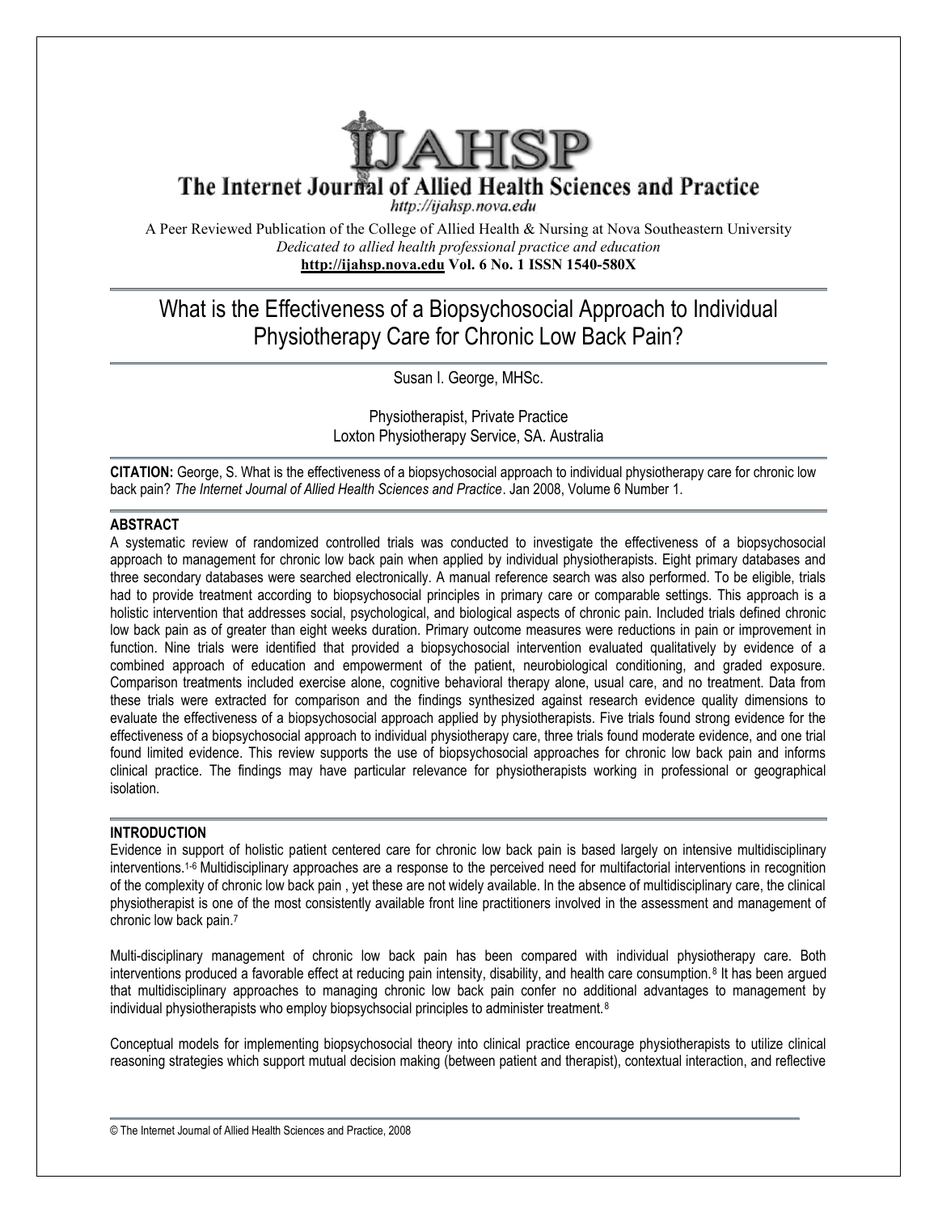# IJAHSP

## The Internet Journal of Allied Health Sciences and Practice

http://ijahsp.nova.edu

A Peer Reviewed Publication of the College of Allied Health & Nursing at Nova Southeastern University

*Dedicated to allied health professional practice and education*

**http://ijahsp.nova.edu Vol. 6 No. 1 ISSN 1540-580X**

# What is the Effectiveness of a Biopsychosocial Approach to Individual Physiotherapy Care for Chronic Low Back Pain?

Susan I. George, MHSc.

Physiotherapist, Private Practice
Loxton Physiotherapy Service, SA. Australia

**CITATION:** George, S. What is the effectiveness of a biopsychosocial approach to individual physiotherapy care for chronic low back pain? *The Internet Journal of Allied Health Sciences and Practice*. Jan 2008, Volume 6 Number 1.

## ABSTRACT

A systematic review of randomized controlled trials was conducted to investigate the effectiveness of a biopsychosocial approach to management for chronic low back pain when applied by individual physiotherapists. Eight primary databases and three secondary databases were searched electronically. A manual reference search was also performed. To be eligible, trials had to provide treatment according to biopsychosocial principles in primary care or comparable settings. This approach is a holistic intervention that addresses social, psychological, and biological aspects of chronic pain. Included trials defined chronic low back pain as of greater than eight weeks duration. Primary outcome measures were reductions in pain or improvement in function. Nine trials were identified that provided a biopsychosocial intervention evaluated qualitatively by evidence of a combined approach of education and empowerment of the patient, neurobiological conditioning, and graded exposure. Comparison treatments included exercise alone, cognitive behavioral therapy alone, usual care, and no treatment. Data from these trials were extracted for comparison and the findings synthesized against research evidence quality dimensions to evaluate the effectiveness of a biopsychosocial approach applied by physiotherapists. Five trials found strong evidence for the effectiveness of a biopsychosocial approach to individual physiotherapy care, three trials found moderate evidence, and one trial found limited evidence. This review supports the use of biopsychosocial approaches for chronic low back pain and informs clinical practice. The findings may have particular relevance for physiotherapists working in professional or geographical isolation.

## INTRODUCTION

Evidence in support of holistic patient centered care for chronic low back pain is based largely on intensive multidisciplinary interventions.[1-6] Multidisciplinary approaches are a response to the perceived need for multifactorial interventions in recognition of the complexity of chronic low back pain , yet these are not widely available. In the absence of multidisciplinary care, the clinical physiotherapist is one of the most consistently available front line practitioners involved in the assessment and management of chronic low back pain.[7]

Multi-disciplinary management of chronic low back pain has been compared with individual physiotherapy care. Both interventions produced a favorable effect at reducing pain intensity, disability, and health care consumption.[8] It has been argued that multidisciplinary approaches to managing chronic low back pain confer no additional advantages to management by individual physiotherapists who employ biopsychsocial principles to administer treatment.[8]

Conceptual models for implementing biopsychosocial theory into clinical practice encourage physiotherapists to utilize clinical reasoning strategies which support mutual decision making (between patient and therapist), contextual interaction, and reflective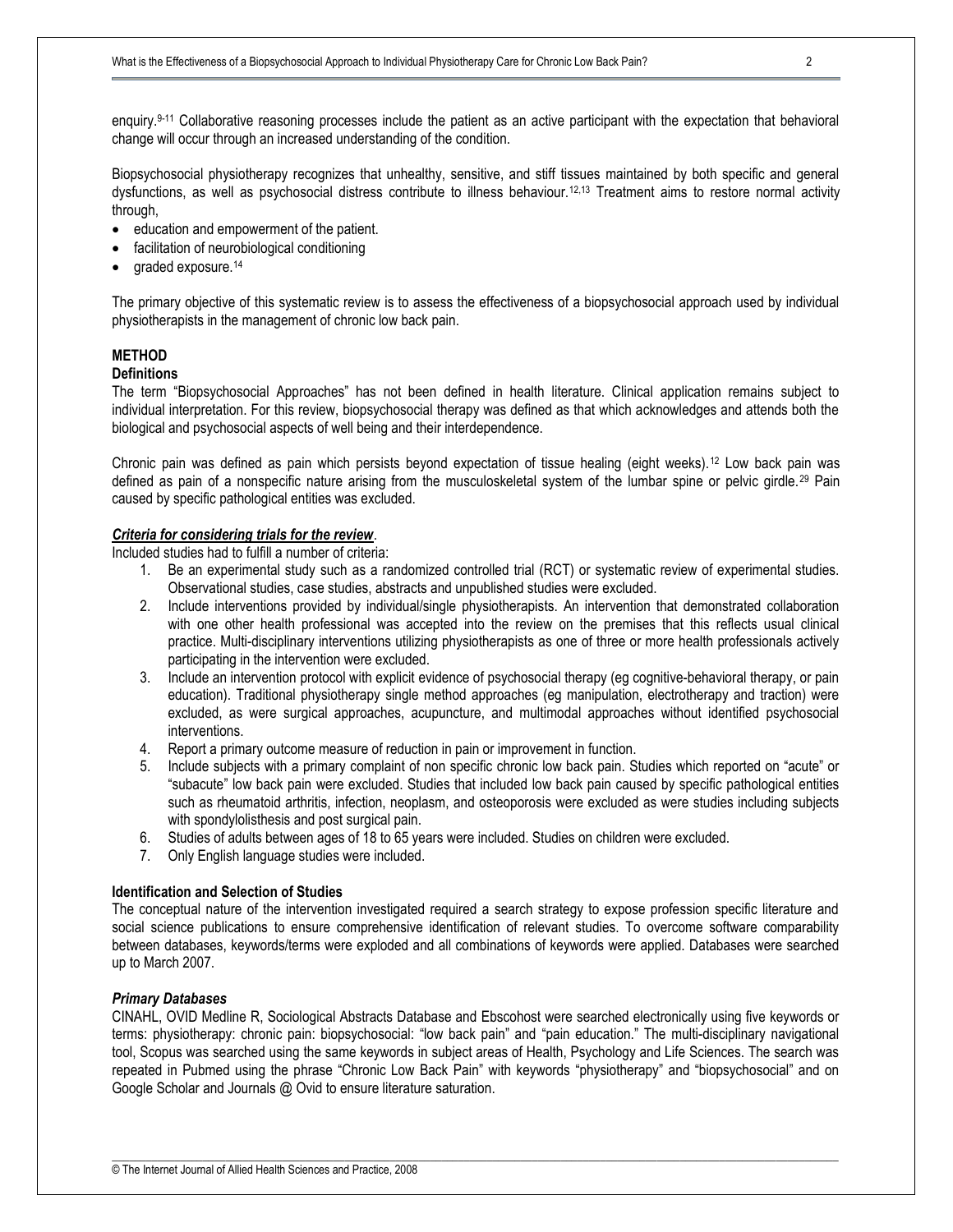enquiry.[9-11] Collaborative reasoning processes include the patient as an active participant with the expectation that behavioral change will occur through an increased understanding of the condition.

Biopsychosocial physiotherapy recognizes that unhealthy, sensitive, and stiff tissues maintained by both specific and general dysfunctions, as well as psychosocial distress contribute to illness behaviour.[12,13] Treatment aims to restore normal activity through,

- education and empowerment of the patient.
- facilitation of neurobiological conditioning
- graded exposure.[14]

The primary objective of this systematic review is to assess the effectiveness of a biopsychosocial approach used by individual physiotherapists in the management of chronic low back pain.

## METHOD

### Definitions

The term "Biopsychosocial Approaches" has not been defined in health literature. Clinical application remains subject to individual interpretation. For this review, biopsychosocial therapy was defined as that which acknowledges and attends both the biological and psychosocial aspects of well being and their interdependence.

Chronic pain was defined as pain which persists beyond expectation of tissue healing (eight weeks).[12] Low back pain was defined as pain of a nonspecific nature arising from the musculoskeletal system of the lumbar spine or pelvic girdle.[29] Pain caused by specific pathological entities was excluded.

***Criteria for considering trials for the review***.

Included studies had to fulfill a number of criteria:

1. Be an experimental study such as a randomized controlled trial (RCT) or systematic review of experimental studies. Observational studies, case studies, abstracts and unpublished studies were excluded.
2. Include interventions provided by individual/single physiotherapists. An intervention that demonstrated collaboration with one other health professional was accepted into the review on the premises that this reflects usual clinical practice. Multi-disciplinary interventions utilizing physiotherapists as one of three or more health professionals actively participating in the intervention were excluded.
3. Include an intervention protocol with explicit evidence of psychosocial therapy (eg cognitive-behavioral therapy, or pain education). Traditional physiotherapy single method approaches (eg manipulation, electrotherapy and traction) were excluded, as were surgical approaches, acupuncture, and multimodal approaches without identified psychosocial interventions.
4. Report a primary outcome measure of reduction in pain or improvement in function.
5. Include subjects with a primary complaint of non specific chronic low back pain. Studies which reported on "acute" or "subacute" low back pain were excluded. Studies that included low back pain caused by specific pathological entities such as rheumatoid arthritis, infection, neoplasm, and osteoporosis were excluded as were studies including subjects with spondylolisthesis and post surgical pain.
6. Studies of adults between ages of 18 to 65 years were included. Studies on children were excluded.
7. Only English language studies were included.

### Identification and Selection of Studies

The conceptual nature of the intervention investigated required a search strategy to expose profession specific literature and social science publications to ensure comprehensive identification of relevant studies. To overcome software comparability between databases, keywords/terms were exploded and all combinations of keywords were applied. Databases were searched up to March 2007.

***Primary Databases***

CINAHL, OVID Medline R, Sociological Abstracts Database and Ebscohost were searched electronically using five keywords or terms: physiotherapy: chronic pain: biopsychosocial: "low back pain" and "pain education." The multi-disciplinary navigational tool, Scopus was searched using the same keywords in subject areas of Health, Psychology and Life Sciences. The search was repeated in Pubmed using the phrase "Chronic Low Back Pain" with keywords "physiotherapy" and "biopsychosocial" and on Google Scholar and Journals @ Ovid to ensure literature saturation.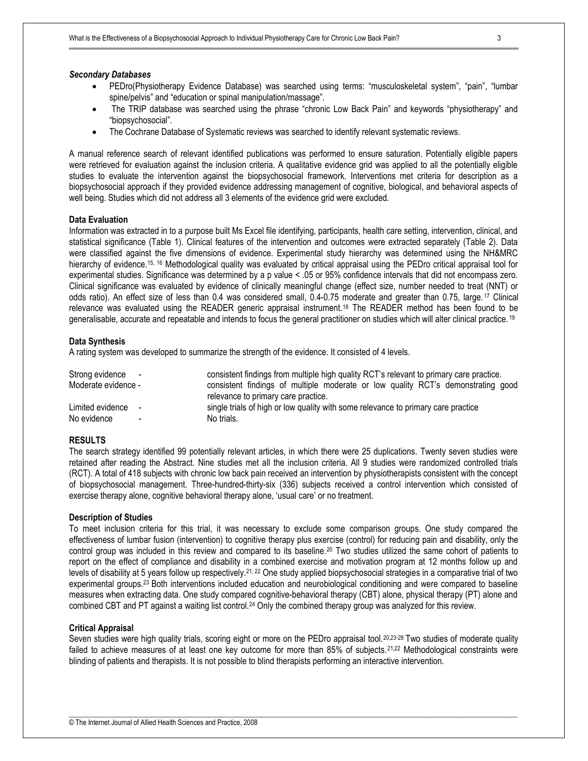### *Secondary Databases*

- PEDro(Physiotherapy Evidence Database) was searched using terms: "musculoskeletal system", "pain", "lumbar spine/pelvis" and "education or spinal manipulation/massage".
- The TRIP database was searched using the phrase "chronic Low Back Pain" and keywords "physiotherapy" and "biopsychosocial".
- The Cochrane Database of Systematic reviews was searched to identify relevant systematic reviews.

A manual reference search of relevant identified publications was performed to ensure saturation. Potentially eligible papers were retrieved for evaluation against the inclusion criteria. A qualitative evidence grid was applied to all the potentially eligible studies to evaluate the intervention against the biopsychosocial framework. Interventions met criteria for description as a biopsychosocial approach if they provided evidence addressing management of cognitive, biological, and behavioral aspects of well being. Studies which did not address all 3 elements of the evidence grid were excluded.

### Data Evaluation

Information was extracted in to a purpose built Ms Excel file identifying, participants, health care setting, intervention, clinical, and statistical significance (Table 1). Clinical features of the intervention and outcomes were extracted separately (Table 2). Data were classified against the five dimensions of evidence. Experimental study hierarchy was determined using the NH&MRC hierarchy of evidence.[15, 16] Methodological quality was evaluated by critical appraisal using the PEDro critical appraisal tool for experimental studies. Significance was determined by a p value < .05 or 95% confidence intervals that did not encompass zero. Clinical significance was evaluated by evidence of clinically meaningful change (effect size, number needed to treat (NNT) or odds ratio). An effect size of less than 0.4 was considered small, 0.4-0.75 moderate and greater than 0.75, large.[17] Clinical relevance was evaluated using the READER generic appraisal instrument.[18] The READER method has been found to be generalisable, accurate and repeatable and intends to focus the general practitioner on studies which will alter clinical practice.[19]

### Data Synthesis

A rating system was developed to summarize the strength of the evidence. It consisted of 4 levels.

| | |
|---|---|
| Strong evidence - | consistent findings from multiple high quality RCT's relevant to primary care practice. |
| Moderate evidence - | consistent findings of multiple moderate or low quality RCT's demonstrating good relevance to primary care practice. |
| Limited evidence - | single trials of high or low quality with some relevance to primary care practice |
| No evidence - | No trials. |

## RESULTS

The search strategy identified 99 potentially relevant articles, in which there were 25 duplications. Twenty seven studies were retained after reading the Abstract. Nine studies met all the inclusion criteria. All 9 studies were randomized controlled trials (RCT). A total of 418 subjects with chronic low back pain received an intervention by physiotherapists consistent with the concept of biopsychosocial management. Three-hundred-thirty-six (336) subjects received a control intervention which consisted of exercise therapy alone, cognitive behavioral therapy alone, 'usual care' or no treatment.

### Description of Studies

To meet inclusion criteria for this trial, it was necessary to exclude some comparison groups. One study compared the effectiveness of lumbar fusion (intervention) to cognitive therapy plus exercise (control) for reducing pain and disability, only the control group was included in this review and compared to its baseline.[20] Two studies utilized the same cohort of patients to report on the effect of compliance and disability in a combined exercise and motivation program at 12 months follow up and levels of disability at 5 years follow up respectively.[21, 22] One study applied biopsychosocial strategies in a comparative trial of two experimental groups.[23] Both interventions included education and neurobiological conditioning and were compared to baseline measures when extracting data. One study compared cognitive-behavioral therapy (CBT) alone, physical therapy (PT) alone and combined CBT and PT against a waiting list control.[24] Only the combined therapy group was analyzed for this review.

### Critical Appraisal

Seven studies were high quality trials, scoring eight or more on the PEDro appraisal tool.[20,23-28] Two studies of moderate quality failed to achieve measures of at least one key outcome for more than 85% of subjects.[21,22] Methodological constraints were blinding of patients and therapists. It is not possible to blind therapists performing an interactive intervention.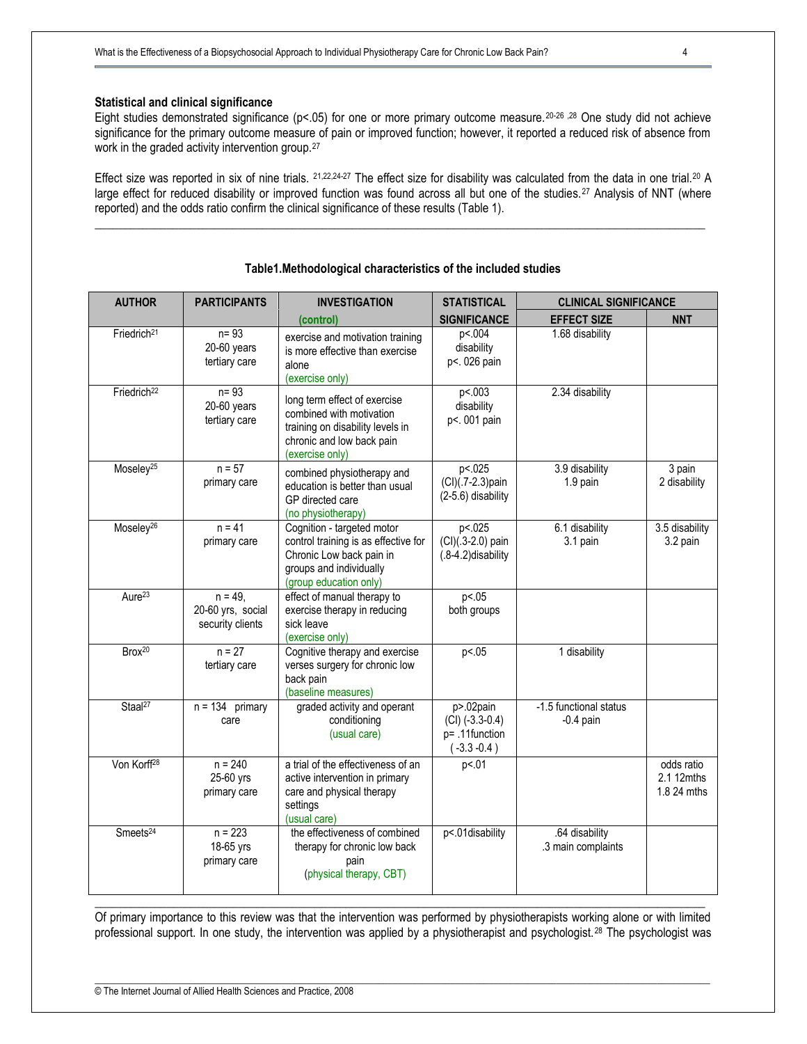### Statistical and clinical significance

Eight studies demonstrated significance (p<.05) for one or more primary outcome measure.[20-26 ,28] One study did not achieve significance for the primary outcome measure of pain or improved function; however, it reported a reduced risk of absence from work in the graded activity intervention group.[27]

Effect size was reported in six of nine trials. [21,22,24-27] The effect size for disability was calculated from the data in one trial.[20] A large effect for reduced disability or improved function was found across all but one of the studies.[27] Analysis of NNT (where reported) and the odds ratio confirm the clinical significance of these results (Table 1).

**Table1.Methodological characteristics of the included studies**

| AUTHOR | PARTICIPANTS | INVESTIGATION (control) | STATISTICAL SIGNIFICANCE | CLINICAL SIGNIFICANCE | |
|---|---|---|---|---|---|
| | | | | EFFECT SIZE | NNT |
| Friedrich[21] | n= 93<br>20-60 years<br>tertiary care | exercise and motivation training is more effective than exercise alone<br>(exercise only) | p<.004<br>disability<br>p<. 026 pain | 1.68 disability | |
| Friedrich[22] | n= 93<br>20-60 years<br>tertiary care | long term effect of exercise combined with motivation training on disability levels in chronic and low back pain<br>(exercise only) | p<.003<br>disability<br>p<. 001 pain | 2.34 disability | |
| Moseley[25] | n = 57<br>primary care | combined physiotherapy and education is better than usual GP directed care<br>(no physiotherapy) | p<.025<br>(CI)(.7-2.3)pain<br>(2-5.6) disability | 3.9 disability<br>1.9 pain | 3 pain<br>2 disability |
| Moseley[26] | n = 41<br>primary care | Cognition - targeted motor control training is as effective for Chronic Low back pain in groups and individually<br>(group education only) | p<.025<br>(CI)(.3-2.0) pain<br>(.8-4.2)disability | 6.1 disability<br>3.1 pain | 3.5 disability<br>3.2 pain |
| Aure[23] | n = 49,<br>20-60 yrs, social security clients | effect of manual therapy to exercise therapy in reducing sick leave<br>(exercise only) | p<.05<br>both groups | | |
| Brox[20] | n = 27<br>tertiary care | Cognitive therapy and exercise verses surgery for chronic low back pain<br>(baseline measures) | p<.05 | 1 disability | |
| Staal[27] | n = 134 primary care | graded activity and operant conditioning<br>(usual care) | p>.02pain<br>(CI) (-3.3-0.4)<br>p= .11function<br>( -3.3 -0.4 ) | -1.5 functional status<br>-0.4 pain | |
| Von Korff[28] | n = 240<br>25-60 yrs<br>primary care | a trial of the effectiveness of an active intervention in primary care and physical therapy settings<br>(usual care) | p<.01 | | odds ratio<br>2.1 12mths<br>1.8 24 mths |
| Smeets[24] | n = 223<br>18-65 yrs<br>primary care | the effectiveness of combined therapy for chronic low back pain<br>(physical therapy, CBT) | p<.01disability | .64 disability<br>.3 main complaints | |

Of primary importance to this review was that the intervention was performed by physiotherapists working alone or with limited professional support. In one study, the intervention was applied by a physiotherapist and psychologist.[28] The psychologist was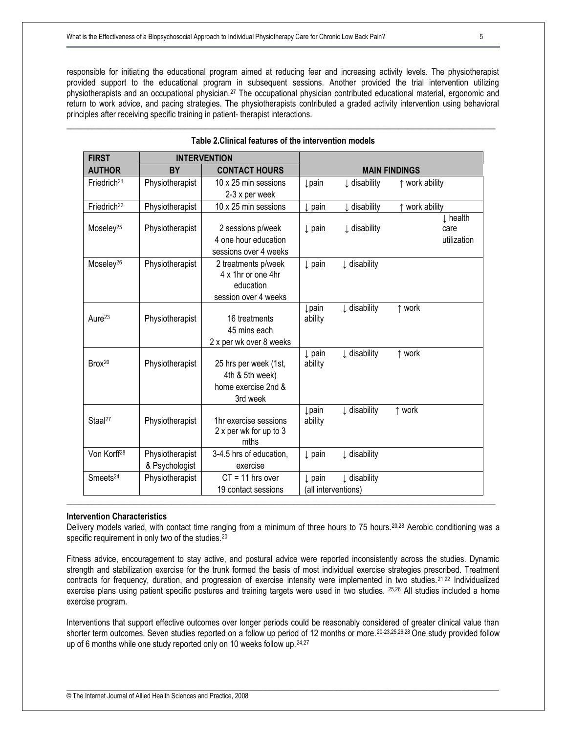responsible for initiating the educational program aimed at reducing fear and increasing activity levels. The physiotherapist provided support to the educational program in subsequent sessions. Another provided the trial intervention utilizing physiotherapists and an occupational physician.[27] The occupational physician contributed educational material, ergonomic and return to work advice, and pacing strategies. The physiotherapists contributed a graded activity intervention using behavioral principles after receiving specific training in patient- therapist interactions.

**Table 2.Clinical features of the intervention models**

| FIRST AUTHOR | INTERVENTION BY | CONTACT HOURS | MAIN FINDINGS |
|---|---|---|---|
| Friedrich[21] | Physiotherapist | 10 x 25 min sessions 2-3 x per week | ↓pain ↓ disability ↑ work ability |
| Friedrich[22] | Physiotherapist | 10 x 25 min sessions | ↓ pain ↓ disability ↑ work ability |
| Moseley[25] | Physiotherapist | 2 sessions p/week 4 one hour education sessions over 4 weeks | ↓ pain ↓ disability ↓ health care utilization |
| Moseley[26] | Physiotherapist | 2 treatments p/week 4 x 1hr or one 4hr education session over 4 weeks | ↓ pain ↓ disability |
| Aure[23] | Physiotherapist | 16 treatments 45 mins each 2 x per wk over 8 weeks | ↓pain ↓ disability ↑ work ability |
| Brox[20] | Physiotherapist | 25 hrs per week (1st, 4th & 5th week) home exercise 2nd & 3rd week | ↓ pain ↓ disability ↑ work ability |
| Staal[27] | Physiotherapist | 1hr exercise sessions 2 x per wk for up to 3 mths | ↓pain ↓ disability ↑ work ability |
| Von Korff[28] | Physiotherapist & Psychologist | 3-4.5 hrs of education, exercise | ↓ pain ↓ disability |
| Smeets[24] | Physiotherapist | CT = 11 hrs over 19 contact sessions | ↓ pain ↓ disability (all interventions) |

**Intervention Characteristics**

Delivery models varied, with contact time ranging from a minimum of three hours to 75 hours.[20,28] Aerobic conditioning was a specific requirement in only two of the studies.[20]

Fitness advice, encouragement to stay active, and postural advice were reported inconsistently across the studies. Dynamic strength and stabilization exercise for the trunk formed the basis of most individual exercise strategies prescribed. Treatment contracts for frequency, duration, and progression of exercise intensity were implemented in two studies.[21,22] Individualized exercise plans using patient specific postures and training targets were used in two studies. [25,26] All studies included a home exercise program.

Interventions that support effective outcomes over longer periods could be reasonably considered of greater clinical value than shorter term outcomes. Seven studies reported on a follow up period of 12 months or more.[20-23,25,26,28] One study provided follow up of 6 months while one study reported only on 10 weeks follow up.[24,27]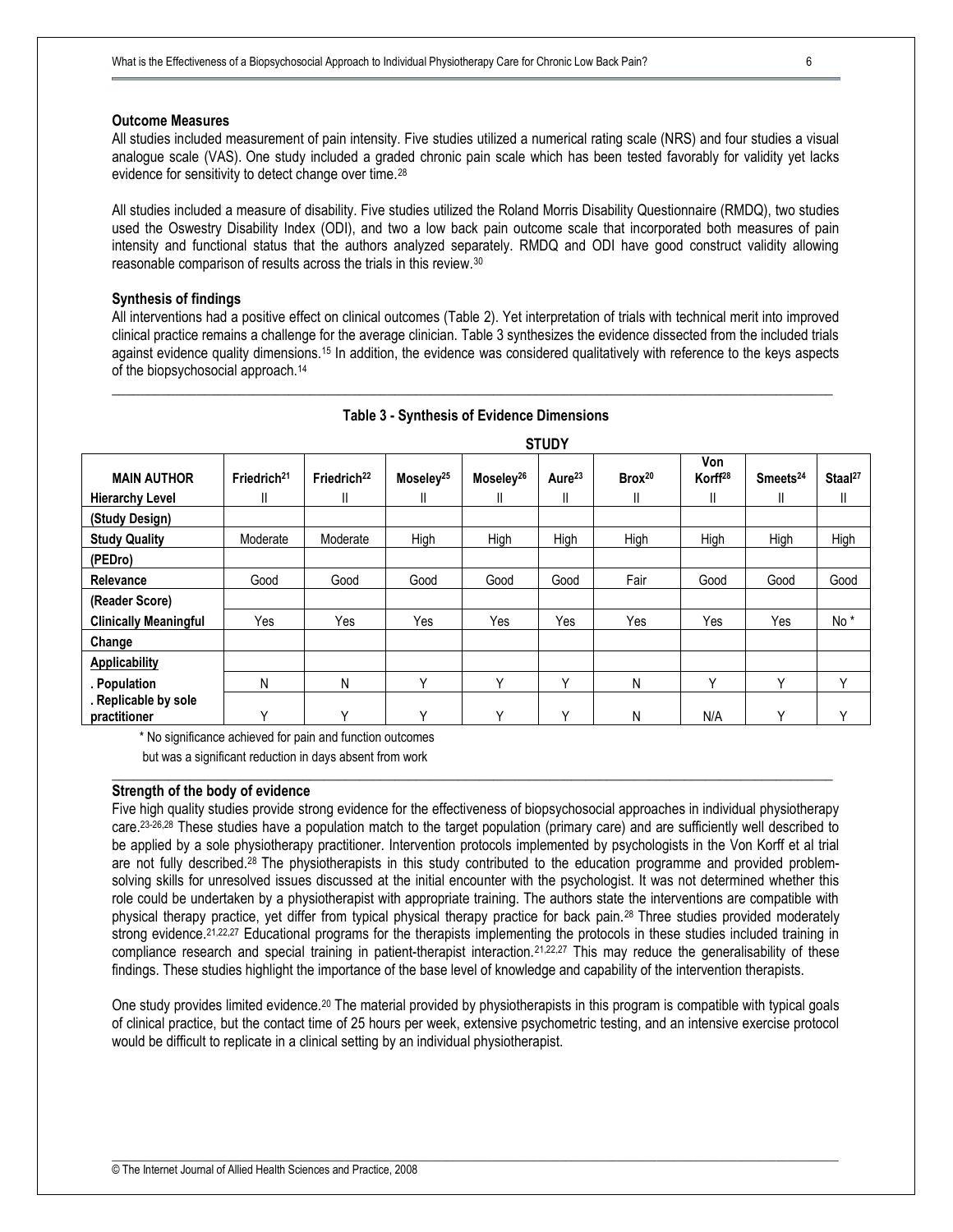### Outcome Measures

All studies included measurement of pain intensity. Five studies utilized a numerical rating scale (NRS) and four studies a visual analogue scale (VAS). One study included a graded chronic pain scale which has been tested favorably for validity yet lacks evidence for sensitivity to detect change over time.[28]

All studies included a measure of disability. Five studies utilized the Roland Morris Disability Questionnaire (RMDQ), two studies used the Oswestry Disability Index (ODI), and two a low back pain outcome scale that incorporated both measures of pain intensity and functional status that the authors analyzed separately. RMDQ and ODI have good construct validity allowing reasonable comparison of results across the trials in this review.[30]

### Synthesis of findings

All interventions had a positive effect on clinical outcomes (Table 2). Yet interpretation of trials with technical merit into improved clinical practice remains a challenge for the average clinician. Table 3 synthesizes the evidence dissected from the included trials against evidence quality dimensions.[15] In addition, the evidence was considered qualitatively with reference to the keys aspects of the biopsychosocial approach.[14]

**Table 3 - Synthesis of Evidence Dimensions**

| | STUDY | | | | | | | | |
|---|---|---|---|---|---|---|---|---|---|
| **MAIN AUTHOR** | **Friedrich[21]** | **Friedrich[22]** | **Moseley[25]** | **Moseley[26]** | **Aure[23]** | **Brox[20]** | **Von Korff[28]** | **Smeets[24]** | **Staal[27]** |
| **Hierarchy Level (Study Design)** | II | II | II | II | II | II | II | II | II |
| **Study Quality (PEDro)** | Moderate | Moderate | High | High | High | High | High | High | High |
| **Relevance (Reader Score)** | Good | Good | Good | Good | Good | Fair | Good | Good | Good |
| **Clinically Meaningful Change** | Yes | Yes | Yes | Yes | Yes | Yes | Yes | Yes | No * |
| **Applicability** | | | | | | | | | |
| **. Population** | N | N | Y | Y | Y | N | Y | Y | Y |
| **. Replicable by sole practitioner** | Y | Y | Y | Y | Y | N | N/A | Y | Y |

\* No significance achieved for pain and function outcomes but was a significant reduction in days absent from work

### Strength of the body of evidence

Five high quality studies provide strong evidence for the effectiveness of biopsychosocial approaches in individual physiotherapy care.[23-26,28] These studies have a population match to the target population (primary care) and are sufficiently well described to be applied by a sole physiotherapy practitioner. Intervention protocols implemented by psychologists in the Von Korff et al trial are not fully described.[28] The physiotherapists in this study contributed to the education programme and provided problem-solving skills for unresolved issues discussed at the initial encounter with the psychologist. It was not determined whether this role could be undertaken by a physiotherapist with appropriate training. The authors state the interventions are compatible with physical therapy practice, yet differ from typical physical therapy practice for back pain.[28] Three studies provided moderately strong evidence.[21,22,27] Educational programs for the therapists implementing the protocols in these studies included training in compliance research and special training in patient-therapist interaction.[21,22,27] This may reduce the generalisability of these findings. These studies highlight the importance of the base level of knowledge and capability of the intervention therapists.

One study provides limited evidence.[20] The material provided by physiotherapists in this program is compatible with typical goals of clinical practice, but the contact time of 25 hours per week, extensive psychometric testing, and an intensive exercise protocol would be difficult to replicate in a clinical setting by an individual physiotherapist.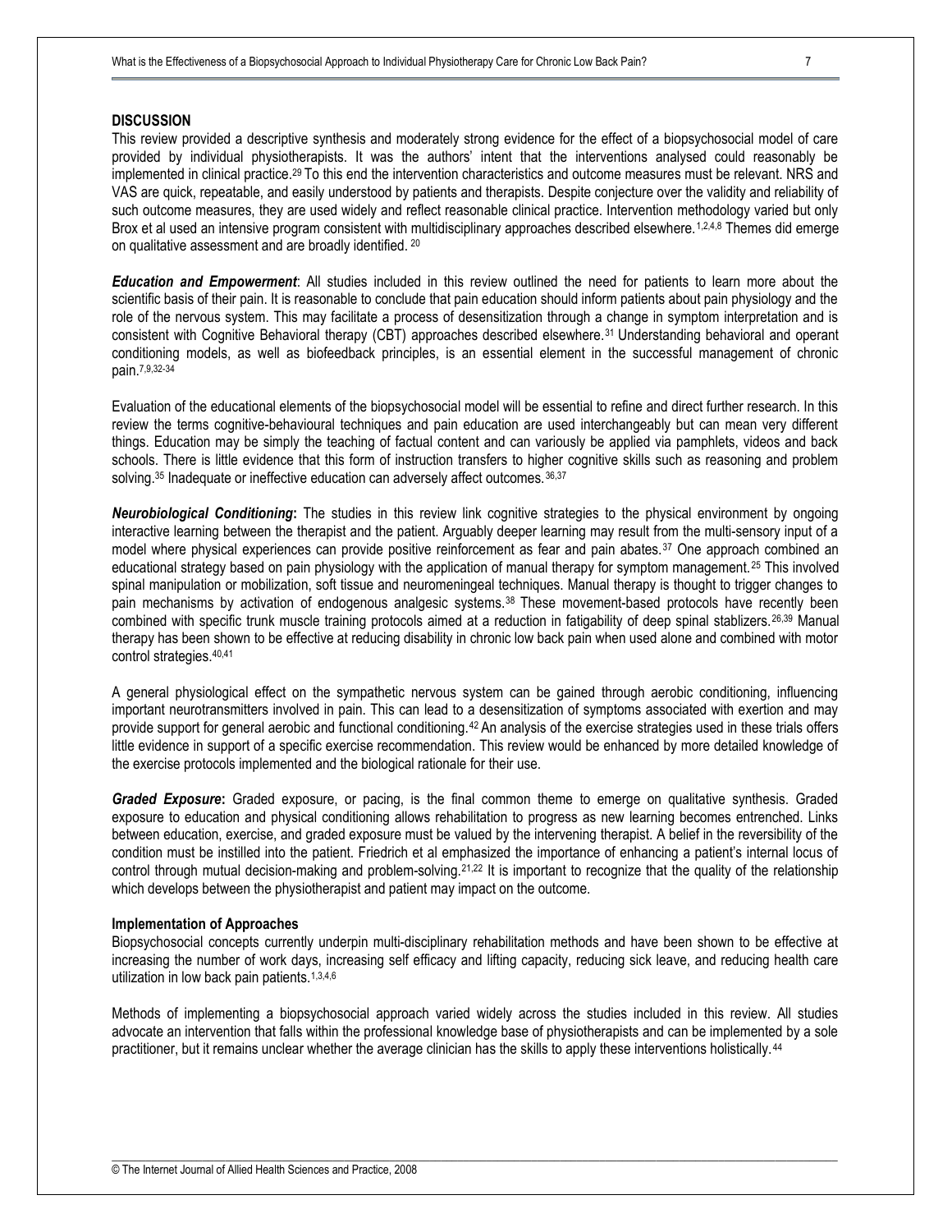## DISCUSSION

This review provided a descriptive synthesis and moderately strong evidence for the effect of a biopsychosocial model of care provided by individual physiotherapists. It was the authors' intent that the interventions analysed could reasonably be implemented in clinical practice.[29] To this end the intervention characteristics and outcome measures must be relevant. NRS and VAS are quick, repeatable, and easily understood by patients and therapists. Despite conjecture over the validity and reliability of such outcome measures, they are used widely and reflect reasonable clinical practice. Intervention methodology varied but only Brox et al used an intensive program consistent with multidisciplinary approaches described elsewhere.[1,2,4,8] Themes did emerge on qualitative assessment and are broadly identified.[20]

***Education and Empowerment***: All studies included in this review outlined the need for patients to learn more about the scientific basis of their pain. It is reasonable to conclude that pain education should inform patients about pain physiology and the role of the nervous system. This may facilitate a process of desensitization through a change in symptom interpretation and is consistent with Cognitive Behavioral therapy (CBT) approaches described elsewhere.[31] Understanding behavioral and operant conditioning models, as well as biofeedback principles, is an essential element in the successful management of chronic pain.[7,9,32-34]

Evaluation of the educational elements of the biopsychosocial model will be essential to refine and direct further research. In this review the terms cognitive-behavioural techniques and pain education are used interchangeably but can mean very different things. Education may be simply the teaching of factual content and can variously be applied via pamphlets, videos and back schools. There is little evidence that this form of instruction transfers to higher cognitive skills such as reasoning and problem solving.[35] Inadequate or ineffective education can adversely affect outcomes.[36,37]

***Neurobiological Conditioning***: The studies in this review link cognitive strategies to the physical environment by ongoing interactive learning between the therapist and the patient. Arguably deeper learning may result from the multi-sensory input of a model where physical experiences can provide positive reinforcement as fear and pain abates.[37] One approach combined an educational strategy based on pain physiology with the application of manual therapy for symptom management.[25] This involved spinal manipulation or mobilization, soft tissue and neuromeningeal techniques. Manual therapy is thought to trigger changes to pain mechanisms by activation of endogenous analgesic systems.[38] These movement-based protocols have recently been combined with specific trunk muscle training protocols aimed at a reduction in fatigability of deep spinal stablizers.[26,39] Manual therapy has been shown to be effective at reducing disability in chronic low back pain when used alone and combined with motor control strategies.[40,41]

A general physiological effect on the sympathetic nervous system can be gained through aerobic conditioning, influencing important neurotransmitters involved in pain. This can lead to a desensitization of symptoms associated with exertion and may provide support for general aerobic and functional conditioning.[42] An analysis of the exercise strategies used in these trials offers little evidence in support of a specific exercise recommendation. This review would be enhanced by more detailed knowledge of the exercise protocols implemented and the biological rationale for their use.

***Graded Exposure***: Graded exposure, or pacing, is the final common theme to emerge on qualitative synthesis. Graded exposure to education and physical conditioning allows rehabilitation to progress as new learning becomes entrenched. Links between education, exercise, and graded exposure must be valued by the intervening therapist. A belief in the reversibility of the condition must be instilled into the patient. Friedrich et al emphasized the importance of enhancing a patient's internal locus of control through mutual decision-making and problem-solving.[21,22] It is important to recognize that the quality of the relationship which develops between the physiotherapist and patient may impact on the outcome.

### Implementation of Approaches

Biopsychosocial concepts currently underpin multi-disciplinary rehabilitation methods and have been shown to be effective at increasing the number of work days, increasing self efficacy and lifting capacity, reducing sick leave, and reducing health care utilization in low back pain patients.[1,3,4,6]

Methods of implementing a biopsychosocial approach varied widely across the studies included in this review. All studies advocate an intervention that falls within the professional knowledge base of physiotherapists and can be implemented by a sole practitioner, but it remains unclear whether the average clinician has the skills to apply these interventions holistically.[44]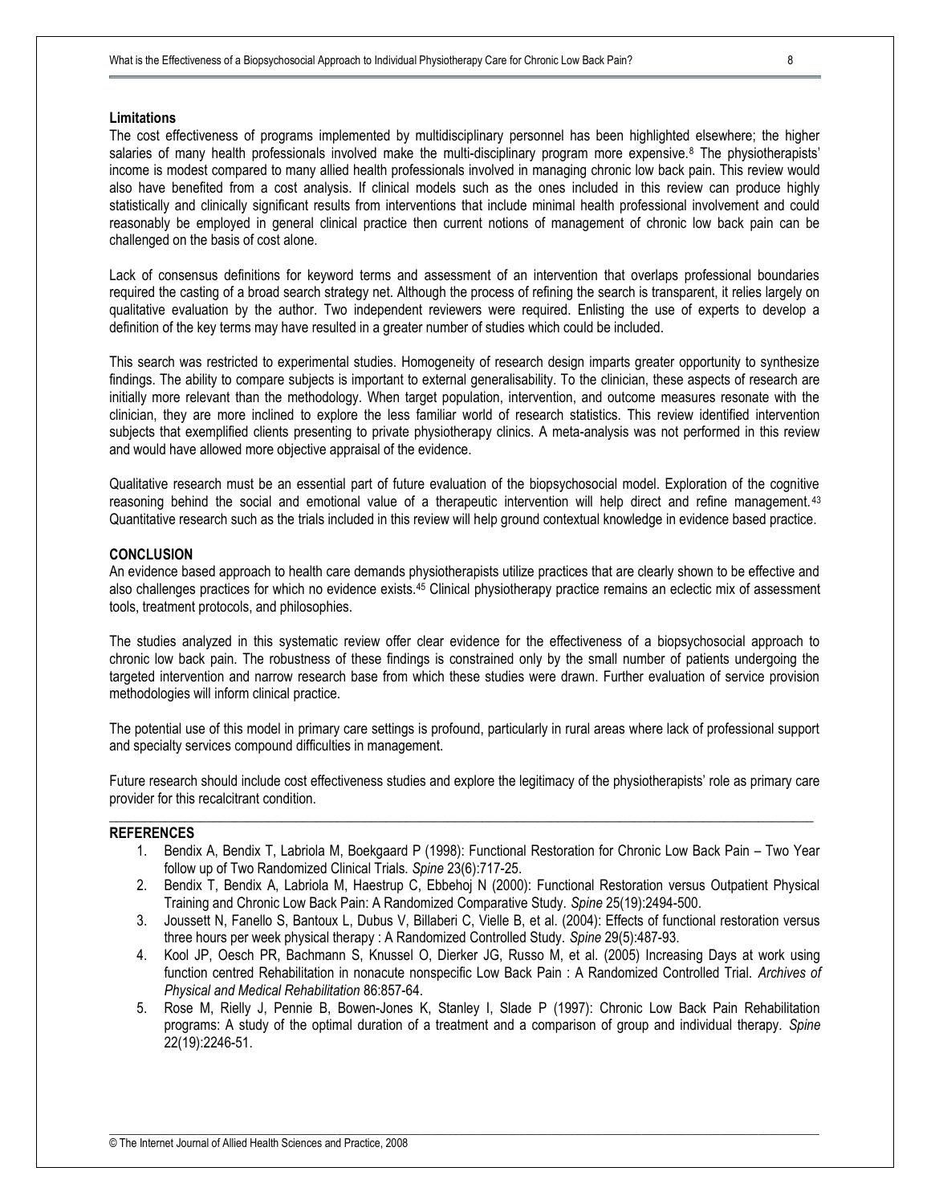**Limitations**

The cost effectiveness of programs implemented by multidisciplinary personnel has been highlighted elsewhere; the higher salaries of many health professionals involved make the multi-disciplinary program more expensive.[8] The physiotherapists' income is modest compared to many allied health professionals involved in managing chronic low back pain. This review would also have benefited from a cost analysis. If clinical models such as the ones included in this review can produce highly statistically and clinically significant results from interventions that include minimal health professional involvement and could reasonably be employed in general clinical practice then current notions of management of chronic low back pain can be challenged on the basis of cost alone.

Lack of consensus definitions for keyword terms and assessment of an intervention that overlaps professional boundaries required the casting of a broad search strategy net. Although the process of refining the search is transparent, it relies largely on qualitative evaluation by the author. Two independent reviewers were required. Enlisting the use of experts to develop a definition of the key terms may have resulted in a greater number of studies which could be included.

This search was restricted to experimental studies. Homogeneity of research design imparts greater opportunity to synthesize findings. The ability to compare subjects is important to external generalisability. To the clinician, these aspects of research are initially more relevant than the methodology. When target population, intervention, and outcome measures resonate with the clinician, they are more inclined to explore the less familiar world of research statistics. This review identified intervention subjects that exemplified clients presenting to private physiotherapy clinics. A meta-analysis was not performed in this review and would have allowed more objective appraisal of the evidence.

Qualitative research must be an essential part of future evaluation of the biopsychosocial model. Exploration of the cognitive reasoning behind the social and emotional value of a therapeutic intervention will help direct and refine management.[43] Quantitative research such as the trials included in this review will help ground contextual knowledge in evidence based practice.

## CONCLUSION

An evidence based approach to health care demands physiotherapists utilize practices that are clearly shown to be effective and also challenges practices for which no evidence exists.[45] Clinical physiotherapy practice remains an eclectic mix of assessment tools, treatment protocols, and philosophies.

The studies analyzed in this systematic review offer clear evidence for the effectiveness of a biopsychosocial approach to chronic low back pain. The robustness of these findings is constrained only by the small number of patients undergoing the targeted intervention and narrow research base from which these studies were drawn. Further evaluation of service provision methodologies will inform clinical practice.

The potential use of this model in primary care settings is profound, particularly in rural areas where lack of professional support and specialty services compound difficulties in management.

Future research should include cost effectiveness studies and explore the legitimacy of the physiotherapists' role as primary care provider for this recalcitrant condition.

## REFERENCES

1. Bendix A, Bendix T, Labriola M, Boekgaard P (1998): Functional Restoration for Chronic Low Back Pain – Two Year follow up of Two Randomized Clinical Trials. *Spine* 23(6):717-25.
2. Bendix T, Bendix A, Labriola M, Haestrup C, Ebbehoj N (2000): Functional Restoration versus Outpatient Physical Training and Chronic Low Back Pain: A Randomized Comparative Study. *Spine* 25(19):2494-500.
3. Joussett N, Fanello S, Bantoux L, Dubus V, Billaberi C, Vielle B, et al. (2004): Effects of functional restoration versus three hours per week physical therapy : A Randomized Controlled Study. *Spine* 29(5):487-93.
4. Kool JP, Oesch PR, Bachmann S, Knussel O, Dierker JG, Russo M, et al. (2005) Increasing Days at work using function centred Rehabilitation in nonacute nonspecific Low Back Pain : A Randomized Controlled Trial. *Archives of Physical and Medical Rehabilitation* 86:857-64.
5. Rose M, Rielly J, Pennie B, Bowen-Jones K, Stanley I, Slade P (1997): Chronic Low Back Pain Rehabilitation programs: A study of the optimal duration of a treatment and a comparison of group and individual therapy. *Spine* 22(19):2246-51.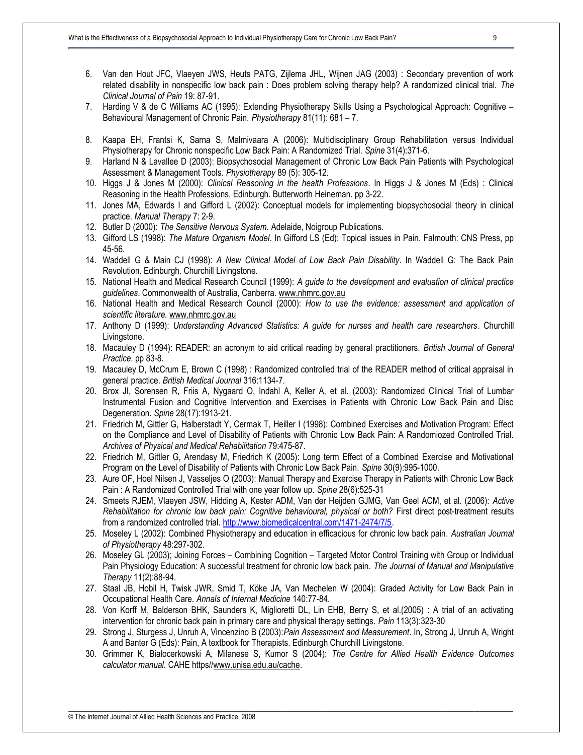6. Van den Hout JFC, Vlaeyen JWS, Heuts PATG, Zijlema JHL, Wijnen JAG (2003) : Secondary prevention of work related disability in nonspecific low back pain : Does problem solving therapy help? A randomized clinical trial. *The Clinical Journal of Pain* 19: 87-91.
7. Harding V & de C Williams AC (1995): Extending Physiotherapy Skills Using a Psychological Approach: Cognitive – Behavioural Management of Chronic Pain. *Physiotherapy* 81(11): 681 – 7.
8. Kaapa EH, Frantsi K, Sarna S, Malmivaara A (2006): Multidisciplinary Group Rehabilitation versus Individual Physiotherapy for Chronic nonspecific Low Back Pain: A Randomized Trial. *Spine* 31(4):371-6.
9. Harland N & Lavallee D (2003): Biopsychosocial Management of Chronic Low Back Pain Patients with Psychological Assessment & Management Tools. *Physiotherapy* 89 (5): 305-12.
10. Higgs J & Jones M (2000): *Clinical Reasoning in the health Professions*. In Higgs J & Jones M (Eds) : Clinical Reasoning in the Health Professions. Edinburgh. Butterworth Heineman. pp 3-22.
11. Jones MA, Edwards I and Gifford L (2002): Conceptual models for implementing biopsychosocial theory in clinical practice. *Manual Therapy* 7: 2-9.
12. Butler D (2000): *The Sensitive Nervous System*. Adelaide, Noigroup Publications.
13. Gifford LS (1998): *The Mature Organism Model*. In Gifford LS (Ed): Topical issues in Pain. Falmouth: CNS Press, pp 45-56.
14. Waddell G & Main CJ (1998): *A New Clinical Model of Low Back Pain Disability*. In Waddell G: The Back Pain Revolution. Edinburgh. Churchill Livingstone.
15. National Health and Medical Research Council (1999): *A guide to the development and evaluation of clinical practice guidelines*. Commonwealth of Australia, Canberra. www.nhmrc.gov.au
16. National Health and Medical Research Council (2000): *How to use the evidence: assessment and application of scientific literature.* www.nhmrc.gov.au
17. Anthony D (1999): *Understanding Advanced Statistics: A guide for nurses and health care researchers*. Churchill Livingstone.
18. Macauley D (1994): READER: an acronym to aid critical reading by general practitioners. *British Journal of General Practice*. pp 83-8.
19. Macauley D, McCrum E, Brown C (1998) : Randomized controlled trial of the READER method of critical appraisal in general practice. *British Medical Journal* 316:1134-7.
20. Brox JI, Sorensen R, Friis A, Nygaard O, Indahl A, Keller A, et al. (2003): Randomized Clinical Trial of Lumbar Instrumental Fusion and Cognitive Intervention and Exercises in Patients with Chronic Low Back Pain and Disc Degeneration. *Spine* 28(17):1913-21.
21. Friedrich M, Gittler G, Halberstadt Y, Cermak T, Heiller I (1998): Combined Exercises and Motivation Program: Effect on the Compliance and Level of Disability of Patients with Chronic Low Back Pain: A Randomiozed Controlled Trial. *Archives of Physical and Medical Rehabilitation* 79:475-87.
22. Friedrich M, Gittler G, Arendasy M, Friedrich K (2005): Long term Effect of a Combined Exercise and Motivational Program on the Level of Disability of Patients with Chronic Low Back Pain. *Spine* 30(9):995-1000.
23. Aure OF, Hoel Nilsen J, Vasseljes O (2003): Manual Therapy and Exercise Therapy in Patients with Chronic Low Back Pain : A Randomized Controlled Trial with one year follow up. *Spine* 28(6):525-31
24. Smeets RJEM, Vlaeyen JSW, Hidding A, Kester ADM, Van der Heijden GJMG, Van Geel ACM, et al. (2006): *Active Rehabilitation for chronic low back pain: Cognitive behavioural, physical or both?* First direct post-treatment results from a randomized controlled trial. http://www.biomedicalcentral.com/1471-2474/7/5.
25. Moseley L (2002): Combined Physiotherapy and education in efficacious for chronic low back pain. *Australian Journal of Physiotherapy* 48:297-302.
26. Moseley GL (2003); Joining Forces – Combining Cognition – Targeted Motor Control Training with Group or Individual Pain Physiology Education: A successful treatment for chronic low back pain. *The Journal of Manual and Manipulative Therapy* 11(2):88-94.
27. Staal JB, Hobil H, Twisk JWR, Smid T, Köke JA, Van Mechelen W (2004): Graded Activity for Low Back Pain in Occupational Health Care. *Annals of Internal Medicine* 140:77-84.
28. Von Korff M, Balderson BHK, Saunders K, Miglioretti DL, Lin EHB, Berry S, et al.(2005) : A trial of an activating intervention for chronic back pain in primary care and physical therapy settings. *Pain* 113(3):323-30
29. Strong J, Sturgess J, Unruh A, Vincenzino B (2003):*Pain Assessment and Measurement*. In, Strong J, Unruh A, Wright A and Banter G (Eds): Pain, A textbook for Therapists. Edinburgh Churchill Livingstone.
30. Grimmer K, Bialocerkowski A, Milanese S, Kumor S (2004): *The Centre for Allied Health Evidence Outcomes calculator manual.* CAHE https//www.unisa.edu.au/cache.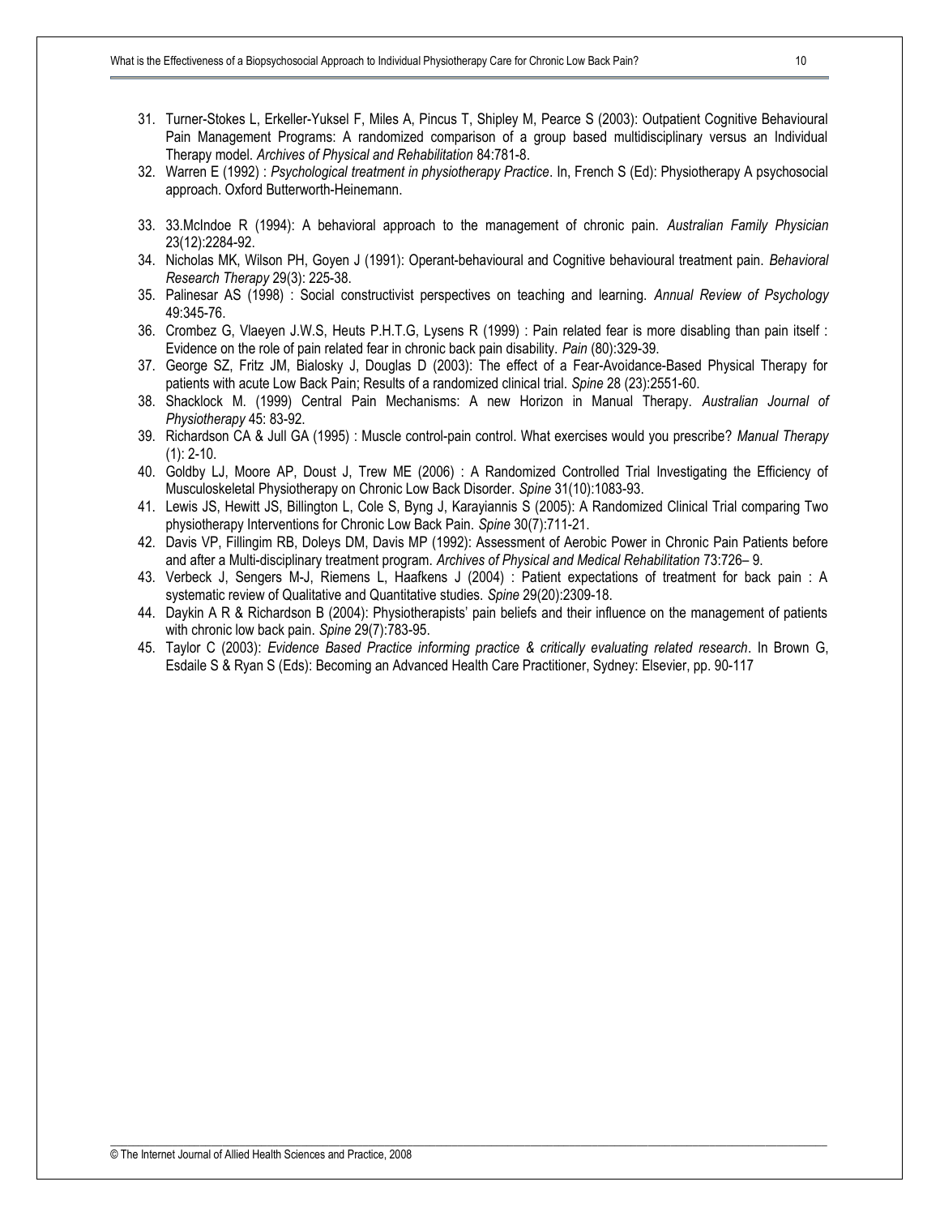31. Turner-Stokes L, Erkeller-Yuksel F, Miles A, Pincus T, Shipley M, Pearce S (2003): Outpatient Cognitive Behavioural Pain Management Programs: A randomized comparison of a group based multidisciplinary versus an Individual Therapy model. *Archives of Physical and Rehabilitation* 84:781-8.
32. Warren E (1992) : *Psychological treatment in physiotherapy Practice*. In, French S (Ed): Physiotherapy A psychosocial approach. Oxford Butterworth-Heinemann.
33. 33.McIndoe R (1994): A behavioral approach to the management of chronic pain. *Australian Family Physician* 23(12):2284-92.
34. Nicholas MK, Wilson PH, Goyen J (1991): Operant-behavioural and Cognitive behavioural treatment pain. *Behavioral Research Therapy* 29(3): 225-38.
35. Palinesar AS (1998) : Social constructivist perspectives on teaching and learning. *Annual Review of Psychology* 49:345-76.
36. Crombez G, Vlaeyen J.W.S, Heuts P.H.T.G, Lysens R (1999) : Pain related fear is more disabling than pain itself : Evidence on the role of pain related fear in chronic back pain disability. *Pain* (80):329-39.
37. George SZ, Fritz JM, Bialosky J, Douglas D (2003): The effect of a Fear-Avoidance-Based Physical Therapy for patients with acute Low Back Pain; Results of a randomized clinical trial. *Spine* 28 (23):2551-60.
38. Shacklock M. (1999) Central Pain Mechanisms: A new Horizon in Manual Therapy. *Australian Journal of Physiotherapy* 45: 83-92.
39. Richardson CA & Jull GA (1995) : Muscle control-pain control. What exercises would you prescribe? *Manual Therapy* (1): 2-10.
40. Goldby LJ, Moore AP, Doust J, Trew ME (2006) : A Randomized Controlled Trial Investigating the Efficiency of Musculoskeletal Physiotherapy on Chronic Low Back Disorder. *Spine* 31(10):1083-93.
41. Lewis JS, Hewitt JS, Billington L, Cole S, Byng J, Karayiannis S (2005): A Randomized Clinical Trial comparing Two physiotherapy Interventions for Chronic Low Back Pain. *Spine* 30(7):711-21.
42. Davis VP, Fillingim RB, Doleys DM, Davis MP (1992): Assessment of Aerobic Power in Chronic Pain Patients before and after a Multi-disciplinary treatment program. *Archives of Physical and Medical Rehabilitation* 73:726– 9.
43. Verbeck J, Sengers M-J, Riemens L, Haafkens J (2004) : Patient expectations of treatment for back pain : A systematic review of Qualitative and Quantitative studies. *Spine* 29(20):2309-18.
44. Daykin A R & Richardson B (2004): Physiotherapists' pain beliefs and their influence on the management of patients with chronic low back pain. *Spine* 29(7):783-95.
45. Taylor C (2003): *Evidence Based Practice informing practice & critically evaluating related research*. In Brown G, Esdaile S & Ryan S (Eds): Becoming an Advanced Health Care Practitioner, Sydney: Elsevier, pp. 90-117